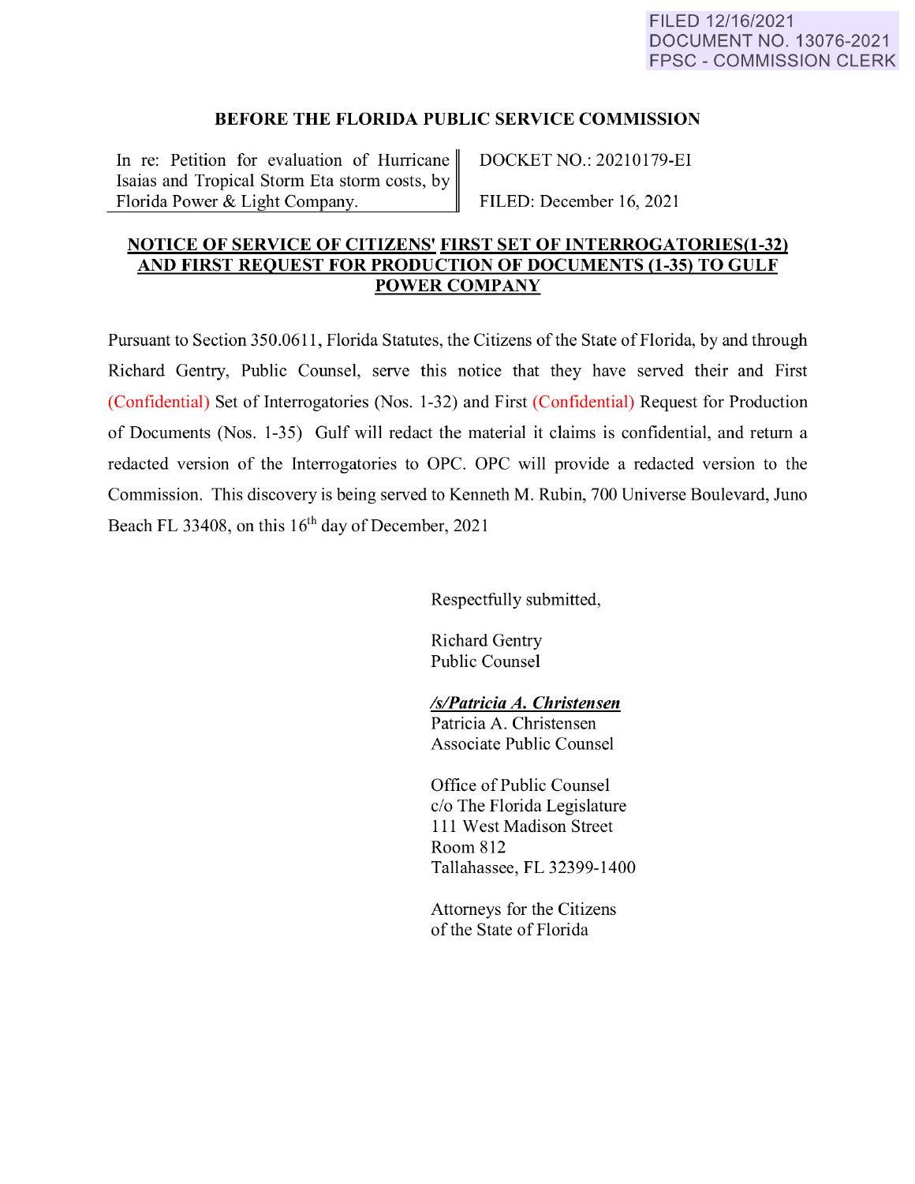FILED 12/16/2021
DOCUMENT NO. 13076-2021
FPSC - COMMISSION CLERK

**BEFORE THE FLORIDA PUBLIC SERVICE COMMISSION**

| In re: Petition for evaluation of Hurricane Isaias and Tropical Storm Eta storm costs, by Florida Power & Light Company. | DOCKET NO.: 20210179-EI<br><br>FILED: December 16, 2021 |
|---|---|

**NOTICE OF SERVICE OF CITIZENS' FIRST SET OF INTERROGATORIES(1-32) AND FIRST REQUEST FOR PRODUCTION OF DOCUMENTS (1-35) TO GULF POWER COMPANY**

Pursuant to Section 350.0611, Florida Statutes, the Citizens of the State of Florida, by and through Richard Gentry, Public Counsel, serve this notice that they have served their and First (Confidential) Set of Interrogatories (Nos. 1-32) and First (Confidential) Request for Production of Documents (Nos. 1-35) Gulf will redact the material it claims is confidential, and return a redacted version of the Interrogatories to OPC. OPC will provide a redacted version to the Commission. This discovery is being served to Kenneth M. Rubin, 700 Universe Boulevard, Juno Beach FL 33408, on this 16th day of December, 2021

Respectfully submitted,

Richard Gentry
Public Counsel

***/s/Patricia A. Christensen***
Patricia A. Christensen
Associate Public Counsel

Office of Public Counsel
c/o The Florida Legislature
111 West Madison Street
Room 812
Tallahassee, FL 32399-1400

Attorneys for the Citizens
of the State of Florida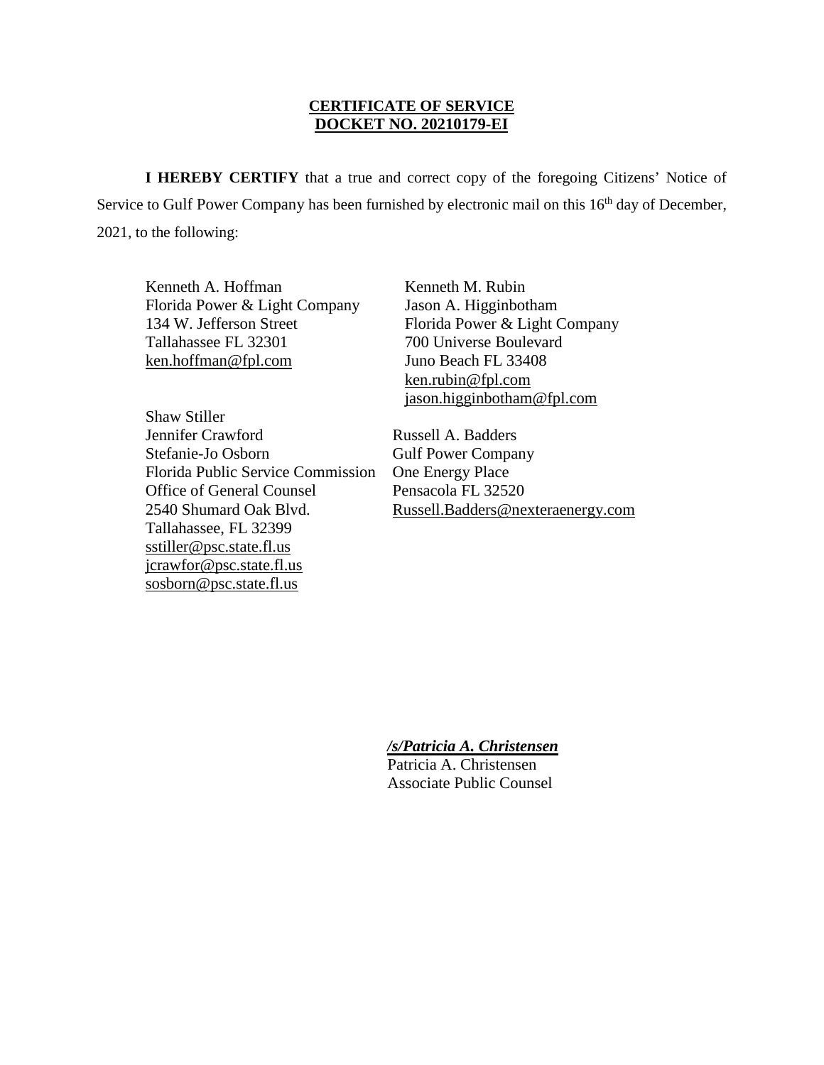**CERTIFICATE OF SERVICE**
**DOCKET NO. 20210179-EI**

**I HEREBY CERTIFY** that a true and correct copy of the foregoing Citizens' Notice of Service to Gulf Power Company has been furnished by electronic mail on this 16th day of December, 2021, to the following:

Kenneth A. Hoffman
Florida Power & Light Company
134 W. Jefferson Street
Tallahassee FL 32301
ken.hoffman@fpl.com

Kenneth M. Rubin
Jason A. Higginbotham
Florida Power & Light Company
700 Universe Boulevard
Juno Beach FL 33408
ken.rubin@fpl.com
jason.higginbotham@fpl.com

Shaw Stiller
Jennifer Crawford
Stefanie-Jo Osborn
Florida Public Service Commission
Office of General Counsel
2540 Shumard Oak Blvd.
Tallahassee, FL 32399
sstiller@psc.state.fl.us
jcrawfor@psc.state.fl.us
sosborn@psc.state.fl.us

Russell A. Badders
Gulf Power Company
One Energy Place
Pensacola FL 32520
Russell.Badders@nexteraenergy.com

***/s/Patricia A. Christensen***
Patricia A. Christensen
Associate Public Counsel